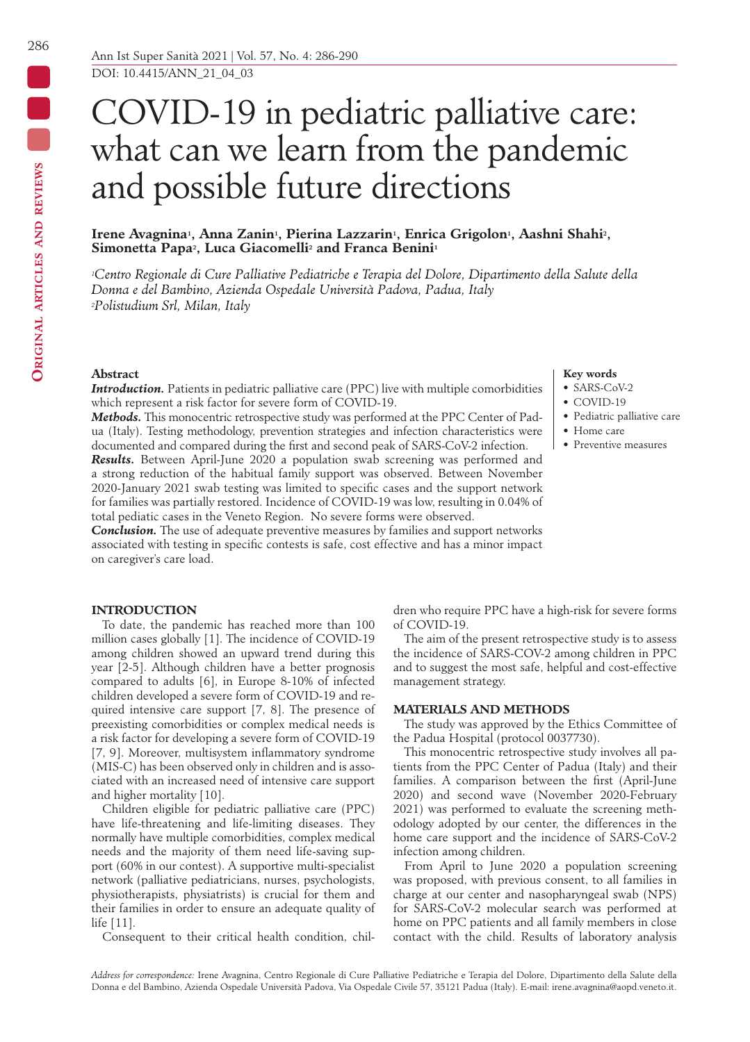DOI: 10.4415/ANN_21_04_03

# COVID-19 in pediatric palliative care: what can we learn from the pandemic and possible future directions

**Irene Avagnina[1], Anna Zanin[1], Pierina Lazzarin[1], Enrica Grigolon[1], Aashni Shahi[2], Simonetta Papa[2], Luca Giacomelli[2] and Franca Benini[1]**

*[1]Centro Regionale di Cure Palliative Pediatriche e Terapia del Dolore, Dipartimento della Salute della Donna e del Bambino, Azienda Ospedale Università Padova, Padua, Italy*
*[2]Polistudium Srl, Milan, Italy*

### Abstract

***Introduction.*** Patients in pediatric palliative care (PPC) live with multiple comorbidities which represent a risk factor for severe form of COVID-19.

***Methods.*** This monocentric retrospective study was performed at the PPC Center of Padua (Italy). Testing methodology, prevention strategies and infection characteristics were documented and compared during the first and second peak of SARS-CoV-2 infection.

***Results.*** Between April-June 2020 a population swab screening was performed and a strong reduction of the habitual family support was observed. Between November 2020-January 2021 swab testing was limited to specific cases and the support network for families was partially restored. Incidence of COVID-19 was low, resulting in 0.04% of total pediatic cases in the Veneto Region. No severe forms were observed.

***Conclusion.*** The use of adequate preventive measures by families and support networks associated with testing in specific contests is safe, cost effective and has a minor impact on caregiver's care load.

**Key words**
- SARS-CoV-2
- COVID-19
- Pediatric palliative care
- Home care
- Preventive measures

## INTRODUCTION

To date, the pandemic has reached more than 100 million cases globally [1]. The incidence of COVID-19 among children showed an upward trend during this year [2-5]. Although children have a better prognosis compared to adults [6], in Europe 8-10% of infected children developed a severe form of COVID-19 and required intensive care support [7, 8]. The presence of preexisting comorbidities or complex medical needs is a risk factor for developing a severe form of COVID-19 [7, 9]. Moreover, multisystem inflammatory syndrome (MIS-C) has been observed only in children and is associated with an increased need of intensive care support and higher mortality [10].

Children eligible for pediatric palliative care (PPC) have life-threatening and life-limiting diseases. They normally have multiple comorbidities, complex medical needs and the majority of them need life-saving support (60% in our contest). A supportive multi-specialist network (palliative pediatricians, nurses, psychologists, physiotherapists, physiatrists) is crucial for them and their families in order to ensure an adequate quality of life [11].

Consequent to their critical health condition, children who require PPC have a high-risk for severe forms of COVID-19.

The aim of the present retrospective study is to assess the incidence of SARS-COV-2 among children in PPC and to suggest the most safe, helpful and cost-effective management strategy.

## MATERIALS AND METHODS

The study was approved by the Ethics Committee of the Padua Hospital (protocol 0037730).

This monocentric retrospective study involves all patients from the PPC Center of Padua (Italy) and their families. A comparison between the first (April-June 2020) and second wave (November 2020-February 2021) was performed to evaluate the screening methodology adopted by our center, the differences in the home care support and the incidence of SARS-CoV-2 infection among children.

From April to June 2020 a population screening was proposed, with previous consent, to all families in charge at our center and nasopharyngeal swab (NPS) for SARS-CoV-2 molecular search was performed at home on PPC patients and all family members in close contact with the child. Results of laboratory analysis

*Address for correspondence:* Irene Avagnina, Centro Regionale di Cure Palliative Pediatriche e Terapia del Dolore, Dipartimento della Salute della Donna e del Bambino, Azienda Ospedale Università Padova, Via Ospedale Civile 57, 35121 Padua (Italy). E-mail: irene.avagnina@aopd.veneto.it.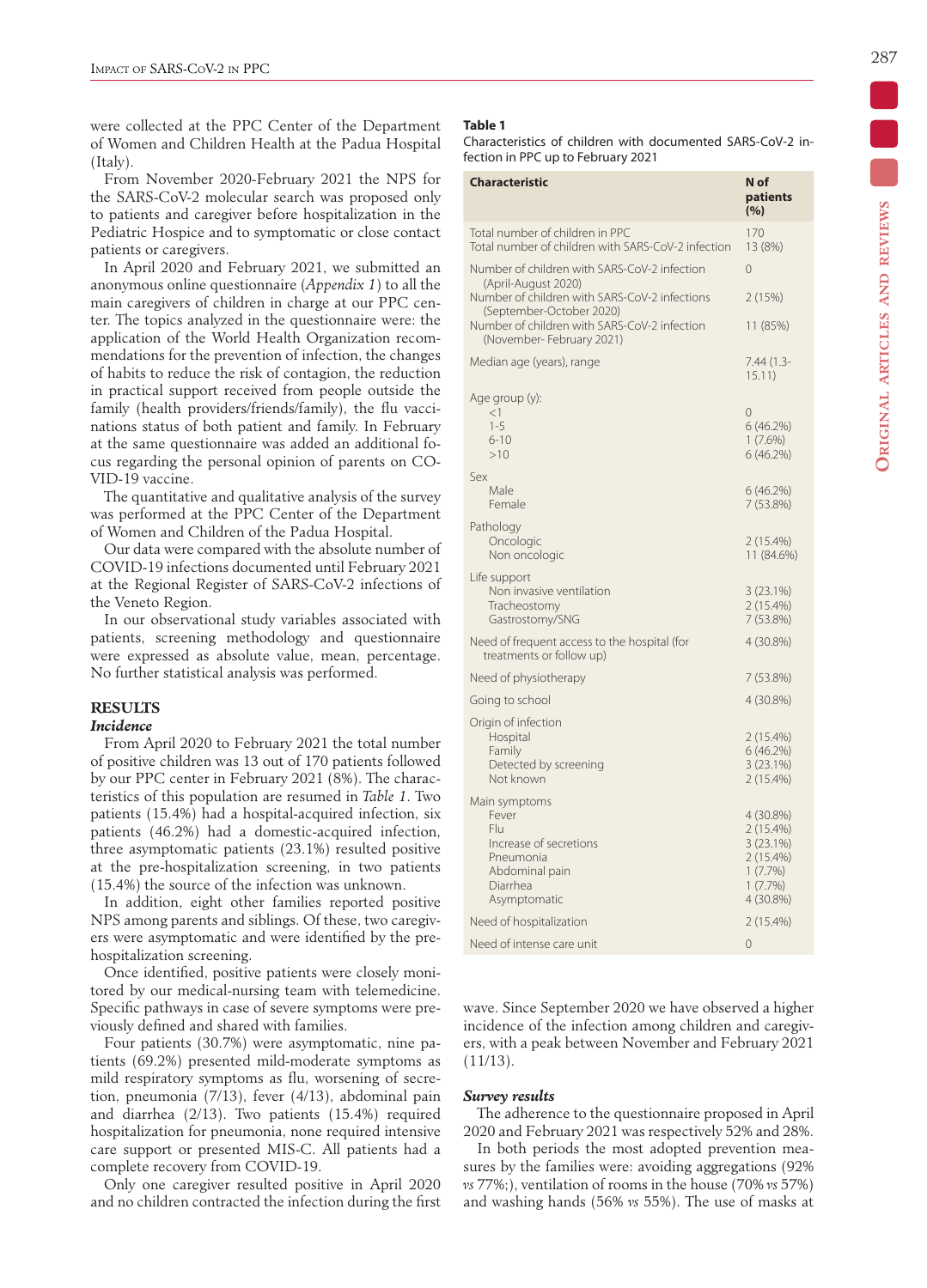were collected at the PPC Center of the Department of Women and Children Health at the Padua Hospital (Italy).

From November 2020-February 2021 the NPS for the SARS-CoV-2 molecular search was proposed only to patients and caregiver before hospitalization in the Pediatric Hospice and to symptomatic or close contact patients or caregivers.

In April 2020 and February 2021, we submitted an anonymous online questionnaire (*Appendix 1*) to all the main caregivers of children in charge at our PPC center. The topics analyzed in the questionnaire were: the application of the World Health Organization recommendations for the prevention of infection, the changes of habits to reduce the risk of contagion, the reduction in practical support received from people outside the family (health providers/friends/family), the flu vaccinations status of both patient and family. In February at the same questionnaire was added an additional focus regarding the personal opinion of parents on COVID-19 vaccine.

The quantitative and qualitative analysis of the survey was performed at the PPC Center of the Department of Women and Children of the Padua Hospital.

Our data were compared with the absolute number of COVID-19 infections documented until February 2021 at the Regional Register of SARS-CoV-2 infections of the Veneto Region.

In our observational study variables associated with patients, screening methodology and questionnaire were expressed as absolute value, mean, percentage. No further statistical analysis was performed.

## RESULTS

### *Incidence*

From April 2020 to February 2021 the total number of positive children was 13 out of 170 patients followed by our PPC center in February 2021 (8%). The characteristics of this population are resumed in *Table 1*. Two patients (15.4%) had a hospital-acquired infection, six patients (46.2%) had a domestic-acquired infection, three asymptomatic patients (23.1%) resulted positive at the pre-hospitalization screening, in two patients (15.4%) the source of the infection was unknown.

In addition, eight other families reported positive NPS among parents and siblings. Of these, two caregivers were asymptomatic and were identified by the pre-hospitalization screening.

Once identified, positive patients were closely monitored by our medical-nursing team with telemedicine. Specific pathways in case of severe symptoms were previously defined and shared with families.

Four patients (30.7%) were asymptomatic, nine patients (69.2%) presented mild-moderate symptoms as mild respiratory symptoms as flu, worsening of secretion, pneumonia (7/13), fever (4/13), abdominal pain and diarrhea (2/13). Two patients (15.4%) required hospitalization for pneumonia, none required intensive care support or presented MIS-C. All patients had a complete recovery from COVID-19.

Only one caregiver resulted positive in April 2020 and no children contracted the infection during the first wave. Since September 2020 we have observed a higher incidence of the infection among children and caregivers, with a peak between November and February 2021 (11/13).

**Table 1**

Characteristics of children with documented SARS-CoV-2 infection in PPC up to February 2021

| Characteristic | N of patients (%) |
|---|---|
| Total number of children in PPC | 170 |
| Total number of children with SARS-CoV-2 infection | 13 (8%) |
| Number of children with SARS-CoV-2 infection (April-August 2020) | 0 |
| Number of children with SARS-CoV-2 infections (September-October 2020) | 2 (15%) |
| Number of children with SARS-CoV-2 infection (November- February 2021) | 11 (85%) |
| Median age (years), range | 7.44 (1.3-15.11) |
| Age group (y): | |
| <1 | 0 |
| 1-5 | 6 (46.2%) |
| 6-10 | 1 (7.6%) |
| >10 | 6 (46.2%) |
| Sex | |
| Male | 6 (46.2%) |
| Female | 7 (53.8%) |
| Pathology | |
| Oncologic | 2 (15.4%) |
| Non oncologic | 11 (84.6%) |
| Life support | |
| Non invasive ventilation | 3 (23.1%) |
| Tracheostomy | 2 (15.4%) |
| Gastrostomy/SNG | 7 (53.8%) |
| Need of frequent access to the hospital (for treatments or follow up) | 4 (30.8%) |
| Need of physiotherapy | 7 (53.8%) |
| Going to school | 4 (30.8%) |
| Origin of infection | |
| Hospital | 2 (15.4%) |
| Family | 6 (46.2%) |
| Detected by screening | 3 (23.1%) |
| Not known | 2 (15.4%) |
| Main symptoms | |
| Fever | 4 (30.8%) |
| Flu | 2 (15.4%) |
| Increase of secretions | 3 (23.1%) |
| Pneumonia | 2 (15.4%) |
| Abdominal pain | 1 (7.7%) |
| Diarrhea | 1 (7.7%) |
| Asymptomatic | 4 (30.8%) |
| Need of hospitalization | 2 (15.4%) |
| Need of intense care unit | 0 |

### *Survey results*

The adherence to the questionnaire proposed in April 2020 and February 2021 was respectively 52% and 28%.

In both periods the most adopted prevention measures by the families were: avoiding aggregations (92% *vs* 77%;), ventilation of rooms in the house (70% *vs* 57%) and washing hands (56% *vs* 55%). The use of masks at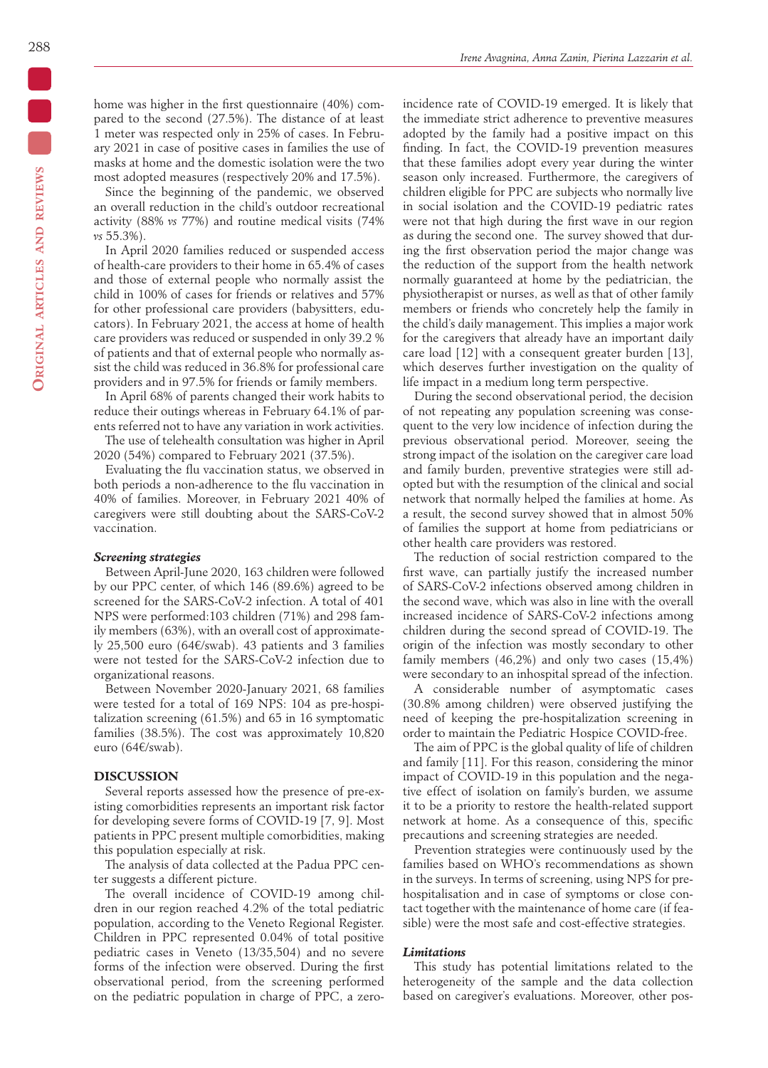home was higher in the first questionnaire (40%) compared to the second (27.5%). The distance of at least 1 meter was respected only in 25% of cases. In February 2021 in case of positive cases in families the use of masks at home and the domestic isolation were the two most adopted measures (respectively 20% and 17.5%).

Since the beginning of the pandemic, we observed an overall reduction in the child's outdoor recreational activity (88% *vs* 77%) and routine medical visits (74% *vs* 55.3%).

In April 2020 families reduced or suspended access of health-care providers to their home in 65.4% of cases and those of external people who normally assist the child in 100% of cases for friends or relatives and 57% for other professional care providers (babysitters, educators). In February 2021, the access at home of health care providers was reduced or suspended in only 39.2 % of patients and that of external people who normally assist the child was reduced in 36.8% for professional care providers and in 97.5% for friends or family members.

In April 68% of parents changed their work habits to reduce their outings whereas in February 64.1% of parents referred not to have any variation in work activities.

The use of telehealth consultation was higher in April 2020 (54%) compared to February 2021 (37.5%).

Evaluating the flu vaccination status, we observed in both periods a non-adherence to the flu vaccination in 40% of families. Moreover, in February 2021 40% of caregivers were still doubting about the SARS-CoV-2 vaccination.

### *Screening strategies*

Between April-June 2020, 163 children were followed by our PPC center, of which 146 (89.6%) agreed to be screened for the SARS-CoV-2 infection. A total of 401 NPS were performed:103 children (71%) and 298 family members (63%), with an overall cost of approximately 25,500 euro (64€/swab). 43 patients and 3 families were not tested for the SARS-CoV-2 infection due to organizational reasons.

Between November 2020-January 2021, 68 families were tested for a total of 169 NPS: 104 as pre-hospitalization screening (61.5%) and 65 in 16 symptomatic families (38.5%). The cost was approximately 10,820 euro (64€/swab).

## DISCUSSION

Several reports assessed how the presence of pre-existing comorbidities represents an important risk factor for developing severe forms of COVID-19 [7, 9]. Most patients in PPC present multiple comorbidities, making this population especially at risk.

The analysis of data collected at the Padua PPC center suggests a different picture.

The overall incidence of COVID-19 among children in our region reached 4.2% of the total pediatric population, according to the Veneto Regional Register. Children in PPC represented 0.04% of total positive pediatric cases in Veneto (13/35,504) and no severe forms of the infection were observed. During the first observational period, from the screening performed on the pediatric population in charge of PPC, a zero-incidence rate of COVID-19 emerged. It is likely that the immediate strict adherence to preventive measures adopted by the family had a positive impact on this finding. In fact, the COVID-19 prevention measures that these families adopt every year during the winter season only increased. Furthermore, the caregivers of children eligible for PPC are subjects who normally live in social isolation and the COVID-19 pediatric rates were not that high during the first wave in our region as during the second one. The survey showed that during the first observation period the major change was the reduction of the support from the health network normally guaranteed at home by the pediatrician, the physiotherapist or nurses, as well as that of other family members or friends who concretely help the family in the child's daily management. This implies a major work for the caregivers that already have an important daily care load [12] with a consequent greater burden [13], which deserves further investigation on the quality of life impact in a medium long term perspective.

During the second observational period, the decision of not repeating any population screening was consequent to the very low incidence of infection during the previous observational period. Moreover, seeing the strong impact of the isolation on the caregiver care load and family burden, preventive strategies were still adopted but with the resumption of the clinical and social network that normally helped the families at home. As a result, the second survey showed that in almost 50% of families the support at home from pediatricians or other health care providers was restored.

The reduction of social restriction compared to the first wave, can partially justify the increased number of SARS-CoV-2 infections observed among children in the second wave, which was also in line with the overall increased incidence of SARS-CoV-2 infections among children during the second spread of COVID-19. The origin of the infection was mostly secondary to other family members (46,2%) and only two cases (15,4%) were secondary to an inhospital spread of the infection.

A considerable number of asymptomatic cases (30.8% among children) were observed justifying the need of keeping the pre-hospitalization screening in order to maintain the Pediatric Hospice COVID-free.

The aim of PPC is the global quality of life of children and family [11]. For this reason, considering the minor impact of COVID-19 in this population and the negative effect of isolation on family's burden, we assume it to be a priority to restore the health-related support network at home. As a consequence of this, specific precautions and screening strategies are needed.

Prevention strategies were continuously used by the families based on WHO's recommendations as shown in the surveys. In terms of screening, using NPS for pre-hospitalisation and in case of symptoms or close contact together with the maintenance of home care (if feasible) were the most safe and cost-effective strategies.

### *Limitations*

This study has potential limitations related to the heterogeneity of the sample and the data collection based on caregiver's evaluations. Moreover, other pos-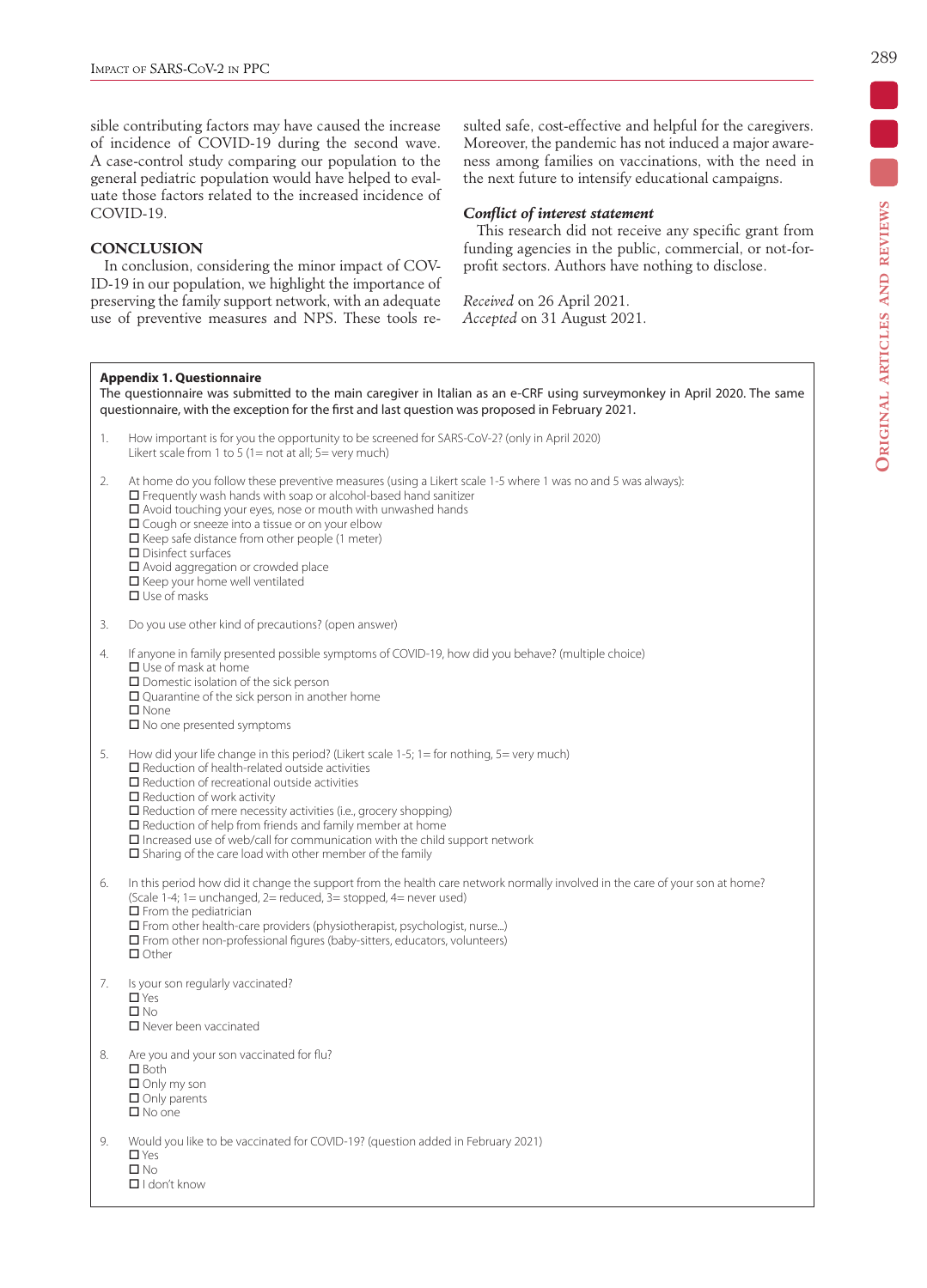sible contributing factors may have caused the increase of incidence of COVID-19 during the second wave. A case-control study comparing our population to the general pediatric population would have helped to evaluate those factors related to the increased incidence of COVID-19.

## CONCLUSION

In conclusion, considering the minor impact of COVID-19 in our population, we highlight the importance of preserving the family support network, with an adequate use of preventive measures and NPS. These tools resulted safe, cost-effective and helpful for the caregivers. Moreover, the pandemic has not induced a major awareness among families on vaccinations, with the need in the next future to intensify educational campaigns.

### *Conflict of interest statement*

This research did not receive any specific grant from funding agencies in the public, commercial, or not-for-profit sectors. Authors have nothing to disclose.

*Received* on 26 April 2021.
*Accepted* on 31 August 2021.

**Appendix 1. Questionnaire**

The questionnaire was submitted to the main caregiver in Italian as an e-CRF using surveymonkey in April 2020. The same questionnaire, with the exception for the first and last question was proposed in February 2021.

1. How important is for you the opportunity to be screened for SARS-CoV-2? (only in April 2020)
   Likert scale from 1 to 5 (1= not at all; 5= very much)

2. At home do you follow these preventive measures (using a Likert scale 1-5 where 1 was no and 5 was always):
   - ☐ Frequently wash hands with soap or alcohol-based hand sanitizer
   - ☐ Avoid touching your eyes, nose or mouth with unwashed hands
   - ☐ Cough or sneeze into a tissue or on your elbow
   - ☐ Keep safe distance from other people (1 meter)
   - ☐ Disinfect surfaces
   - ☐ Avoid aggregation or crowded place
   - ☐ Keep your home well ventilated
   - ☐ Use of masks

3. Do you use other kind of precautions? (open answer)

4. If anyone in family presented possible symptoms of COVID-19, how did you behave? (multiple choice)
   - ☐ Use of mask at home
   - ☐ Domestic isolation of the sick person
   - ☐ Quarantine of the sick person in another home
   - ☐ None
   - ☐ No one presented symptoms

5. How did your life change in this period? (Likert scale 1-5; 1= for nothing, 5= very much)
   - ☐ Reduction of health-related outside activities
   - ☐ Reduction of recreational outside activities
   - ☐ Reduction of work activity
   - ☐ Reduction of mere necessity activities (i.e., grocery shopping)
   - ☐ Reduction of help from friends and family member at home
   - ☐ Increased use of web/call for communication with the child support network
   - ☐ Sharing of the care load with other member of the family

6. In this period how did it change the support from the health care network normally involved in the care of your son at home? (Scale 1-4; 1= unchanged, 2= reduced, 3= stopped, 4= never used)
   - ☐ From the pediatrician
   - ☐ From other health-care providers (physiotherapist, psychologist, nurse...)
   - ☐ From other non-professional figures (baby-sitters, educators, volunteers)
   - ☐ Other

7. Is your son regularly vaccinated?
   - ☐ Yes
   - ☐ No
   - ☐ Never been vaccinated

8. Are you and your son vaccinated for flu?
   - ☐ Both
   - ☐ Only my son
   - ☐ Only parents
   - ☐ No one

9. Would you like to be vaccinated for COVID-19? (question added in February 2021)
   - ☐ Yes
   - ☐ No
   - ☐ I don't know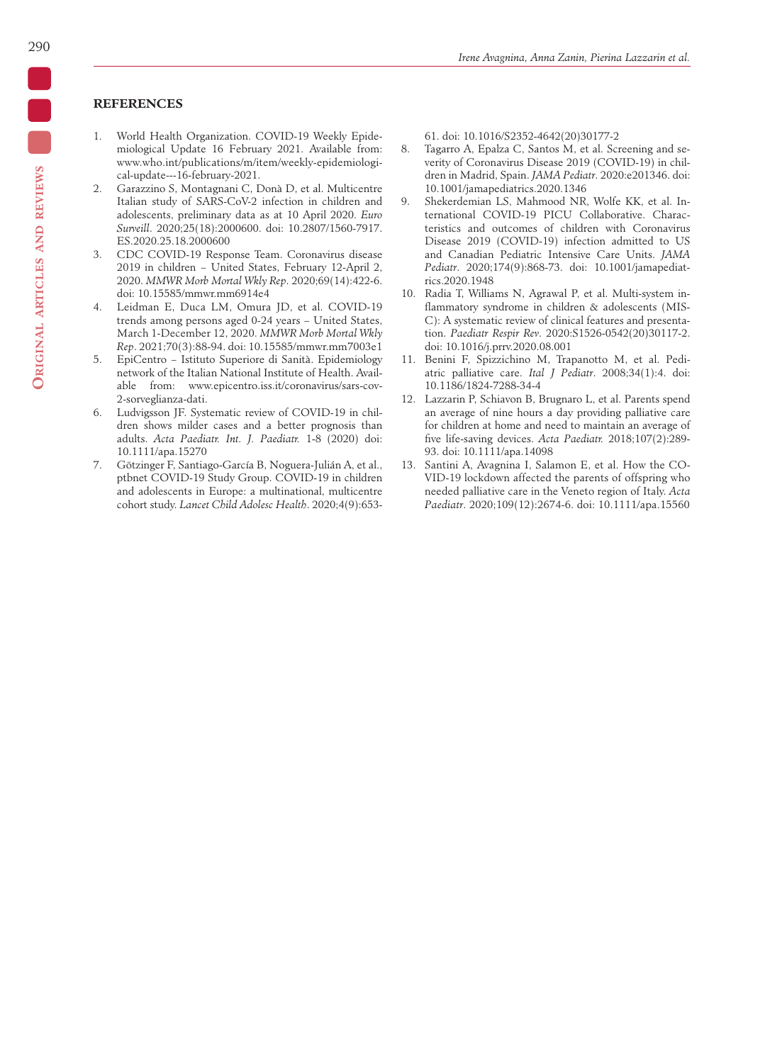## REFERENCES

1. World Health Organization. COVID-19 Weekly Epidemiological Update 16 February 2021. Available from: www.who.int/publications/m/item/weekly-epidemiological-update---16-february-2021.
2. Garazzino S, Montagnani C, Donà D, et al. Multicentre Italian study of SARS-CoV-2 infection in children and adolescents, preliminary data as at 10 April 2020. *Euro Surveill*. 2020;25(18):2000600. doi: 10.2807/1560-7917.ES.2020.25.18.2000600
3. CDC COVID-19 Response Team. Coronavirus disease 2019 in children – United States, February 12-April 2, 2020. *MMWR Morb Mortal Wkly Rep*. 2020;69(14):422-6. doi: 10.15585/mmwr.mm6914e4
4. Leidman E, Duca LM, Omura JD, et al. COVID-19 trends among persons aged 0-24 years – United States, March 1-December 12, 2020. *MMWR Morb Mortal Wkly Rep*. 2021;70(3):88-94. doi: 10.15585/mmwr.mm7003e1
5. EpiCentro – Istituto Superiore di Sanità. Epidemiology network of the Italian National Institute of Health. Available from: www.epicentro.iss.it/coronavirus/sars-cov-2-sorveglianza-dati.
6. Ludvigsson JF. Systematic review of COVID-19 in children shows milder cases and a better prognosis than adults. *Acta Paediatr. Int. J. Paediatr.* 1-8 (2020) doi: 10.1111/apa.15270
7. Götzinger F, Santiago-García B, Noguera-Julián A, et al., ptbnet COVID-19 Study Group. COVID-19 in children and adolescents in Europe: a multinational, multicentre cohort study. *Lancet Child Adolesc Health*. 2020;4(9):653-61. doi: 10.1016/S2352-4642(20)30177-2
8. Tagarro A, Epalza C, Santos M, et al. Screening and severity of Coronavirus Disease 2019 (COVID-19) in children in Madrid, Spain. *JAMA Pediatr*. 2020:e201346. doi: 10.1001/jamapediatrics.2020.1346
9. Shekerdemian LS, Mahmood NR, Wolfe KK, et al. International COVID-19 PICU Collaborative. Characteristics and outcomes of children with Coronavirus Disease 2019 (COVID-19) infection admitted to US and Canadian Pediatric Intensive Care Units. *JAMA Pediatr*. 2020;174(9):868-73. doi: 10.1001/jamapediatrics.2020.1948
10. Radia T, Williams N, Agrawal P, et al. Multi-system inflammatory syndrome in children & adolescents (MIS-C): A systematic review of clinical features and presentation. *Paediatr Respir Rev*. 2020:S1526-0542(20)30117-2. doi: 10.1016/j.prrv.2020.08.001
11. Benini F, Spizzichino M, Trapanotto M, et al. Pediatric palliative care. *Ital J Pediatr*. 2008;34(1):4. doi: 10.1186/1824-7288-34-4
12. Lazzarin P, Schiavon B, Brugnaro L, et al. Parents spend an average of nine hours a day providing palliative care for children at home and need to maintain an average of five life-saving devices. *Acta Paediatr.* 2018;107(2):289-93. doi: 10.1111/apa.14098
13. Santini A, Avagnina I, Salamon E, et al. How the COVID-19 lockdown affected the parents of offspring who needed palliative care in the Veneto region of Italy. *Acta Paediatr*. 2020;109(12):2674-6. doi: 10.1111/apa.15560